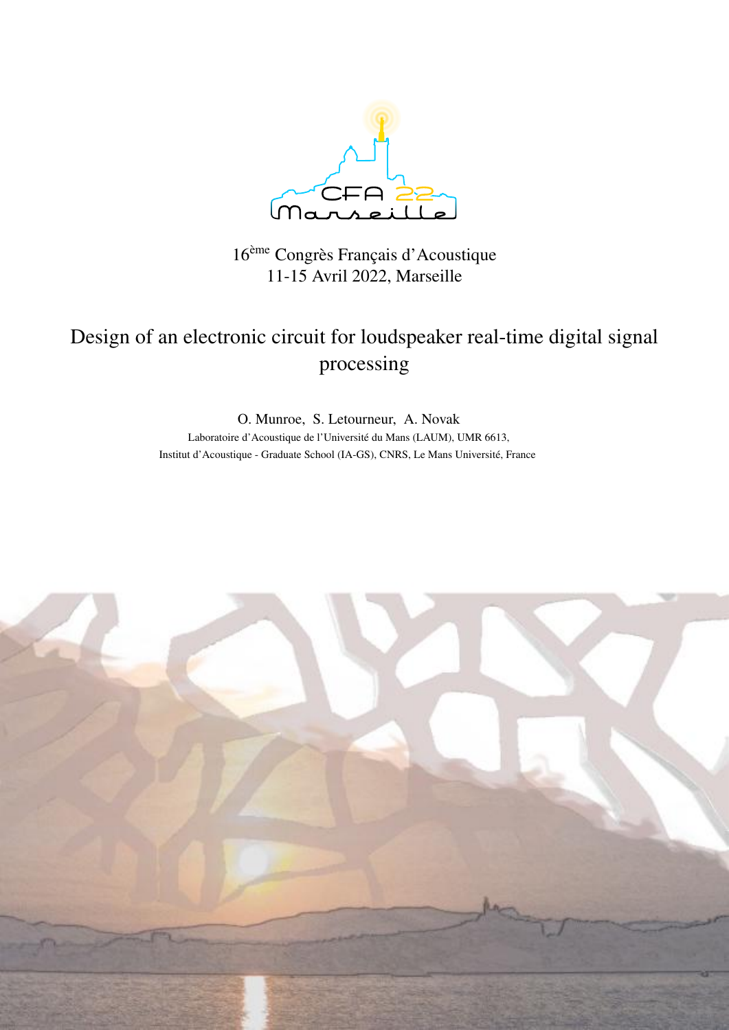16ème Congrès Français d'Acoustique
11-15 Avril 2022, Marseille

# Design of an electronic circuit for loudspeaker real-time digital signal processing

O. Munroe, S. Letourneur, A. Novak

Laboratoire d'Acoustique de l'Université du Mans (LAUM), UMR 6613,
Institut d'Acoustique - Graduate School (IA-GS), CNRS, Le Mans Université, France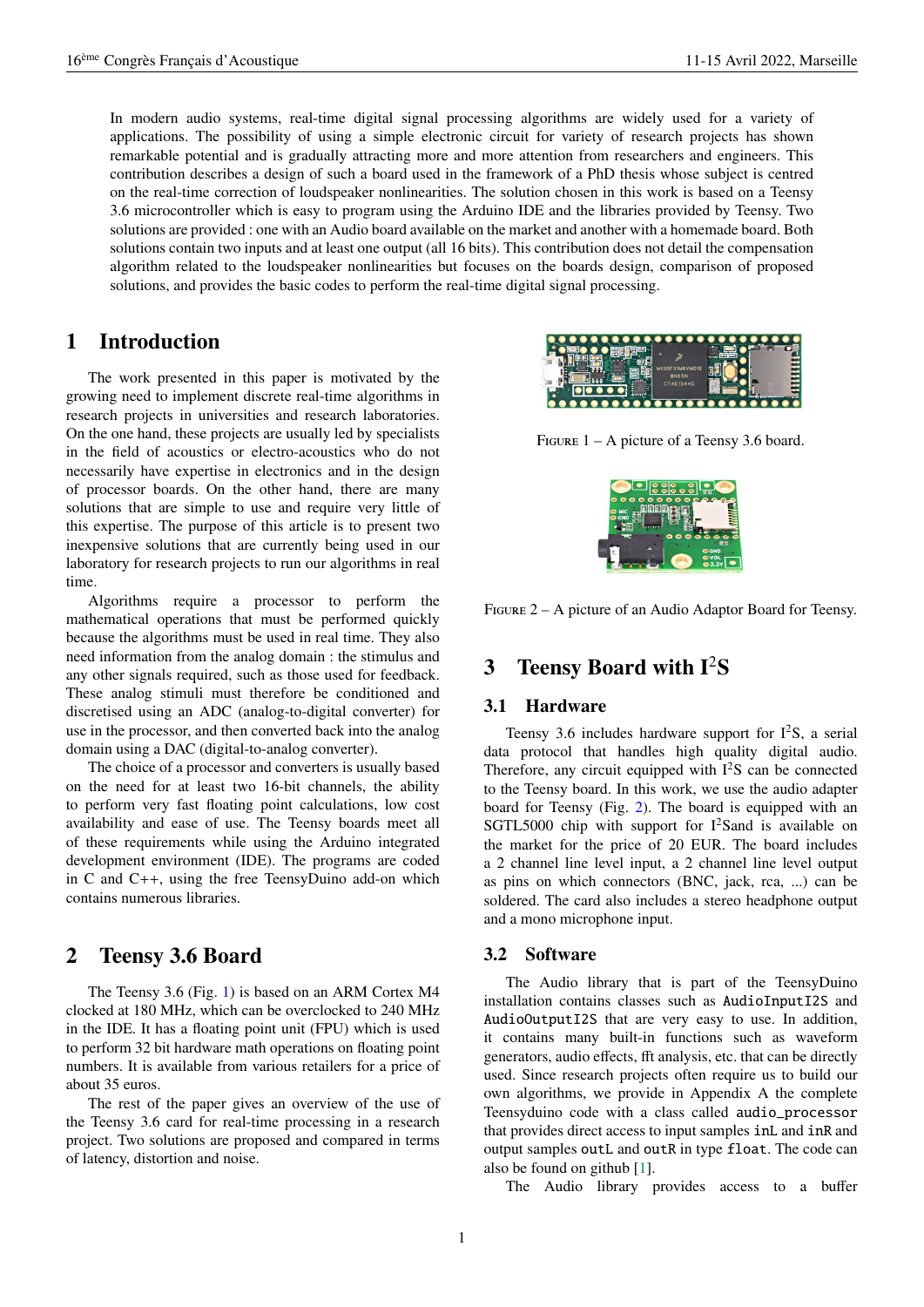In modern audio systems, real-time digital signal processing algorithms are widely used for a variety of applications. The possibility of using a simple electronic circuit for variety of research projects has shown remarkable potential and is gradually attracting more and more attention from researchers and engineers. This contribution describes a design of such a board used in the framework of a PhD thesis whose subject is centred on the real-time correction of loudspeaker nonlinearities. The solution chosen in this work is based on a Teensy 3.6 microcontroller which is easy to program using the Arduino IDE and the libraries provided by Teensy. Two solutions are provided : one with an Audio board available on the market and another with a homemade board. Both solutions contain two inputs and at least one output (all 16 bits). This contribution does not detail the compensation algorithm related to the loudspeaker nonlinearities but focuses on the boards design, comparison of proposed solutions, and provides the basic codes to perform the real-time digital signal processing.

# 1 Introduction

The work presented in this paper is motivated by the growing need to implement discrete real-time algorithms in research projects in universities and research laboratories. On the one hand, these projects are usually led by specialists in the field of acoustics or electro-acoustics who do not necessarily have expertise in electronics and in the design of processor boards. On the other hand, there are many solutions that are simple to use and require very little of this expertise. The purpose of this article is to present two inexpensive solutions that are currently being used in our laboratory for research projects to run our algorithms in real time.

Algorithms require a processor to perform the mathematical operations that must be performed quickly because the algorithms must be used in real time. They also need information from the analog domain : the stimulus and any other signals required, such as those used for feedback. These analog stimuli must therefore be conditioned and discretised using an ADC (analog-to-digital converter) for use in the processor, and then converted back into the analog domain using a DAC (digital-to-analog converter).

The choice of a processor and converters is usually based on the need for at least two 16-bit channels, the ability to perform very fast floating point calculations, low cost availability and ease of use. The Teensy boards meet all of these requirements while using the Arduino integrated development environment (IDE). The programs are coded in C and C++, using the free TeensyDuino add-on which contains numerous libraries.

# 2 Teensy 3.6 Board

The Teensy 3.6 (Fig. 1) is based on an ARM Cortex M4 clocked at 180 MHz, which can be overclocked to 240 MHz in the IDE. It has a floating point unit (FPU) which is used to perform 32 bit hardware math operations on floating point numbers. It is available from various retailers for a price of about 35 euros.

The rest of the paper gives an overview of the use of the Teensy 3.6 card for real-time processing in a research project. Two solutions are proposed and compared in terms of latency, distortion and noise.

FIGURE 1 – A picture of a Teensy 3.6 board.

FIGURE 2 – A picture of an Audio Adaptor Board for Teensy.

# 3 Teensy Board with I$^2$S

## 3.1 Hardware

Teensy 3.6 includes hardware support for I$^2$S, a serial data protocol that handles high quality digital audio. Therefore, any circuit equipped with I$^2$S can be connected to the Teensy board. In this work, we use the audio adapter board for Teensy (Fig. 2). The board is equipped with an SGTL5000 chip with support for I$^2$Sand is available on the market for the price of 20 EUR. The board includes a 2 channel line level input, a 2 channel line level output as pins on which connectors (BNC, jack, rca, ...) can be soldered. The card also includes a stereo headphone output and a mono microphone input.

## 3.2 Software

The Audio library that is part of the TeensyDuino installation contains classes such as `AudioInputI2S` and `AudioOutputI2S` that are very easy to use. In addition, it contains many built-in functions such as waveform generators, audio effects, fft analysis, etc. that can be directly used. Since research projects often require us to build our own algorithms, we provide in Appendix A the complete Teensyduino code with a class called `audio_processor` that provides direct access to input samples `inL` and `inR` and output samples `outL` and `outR` in type `float`. The code can also be found on github [1].

The Audio library provides access to a buffer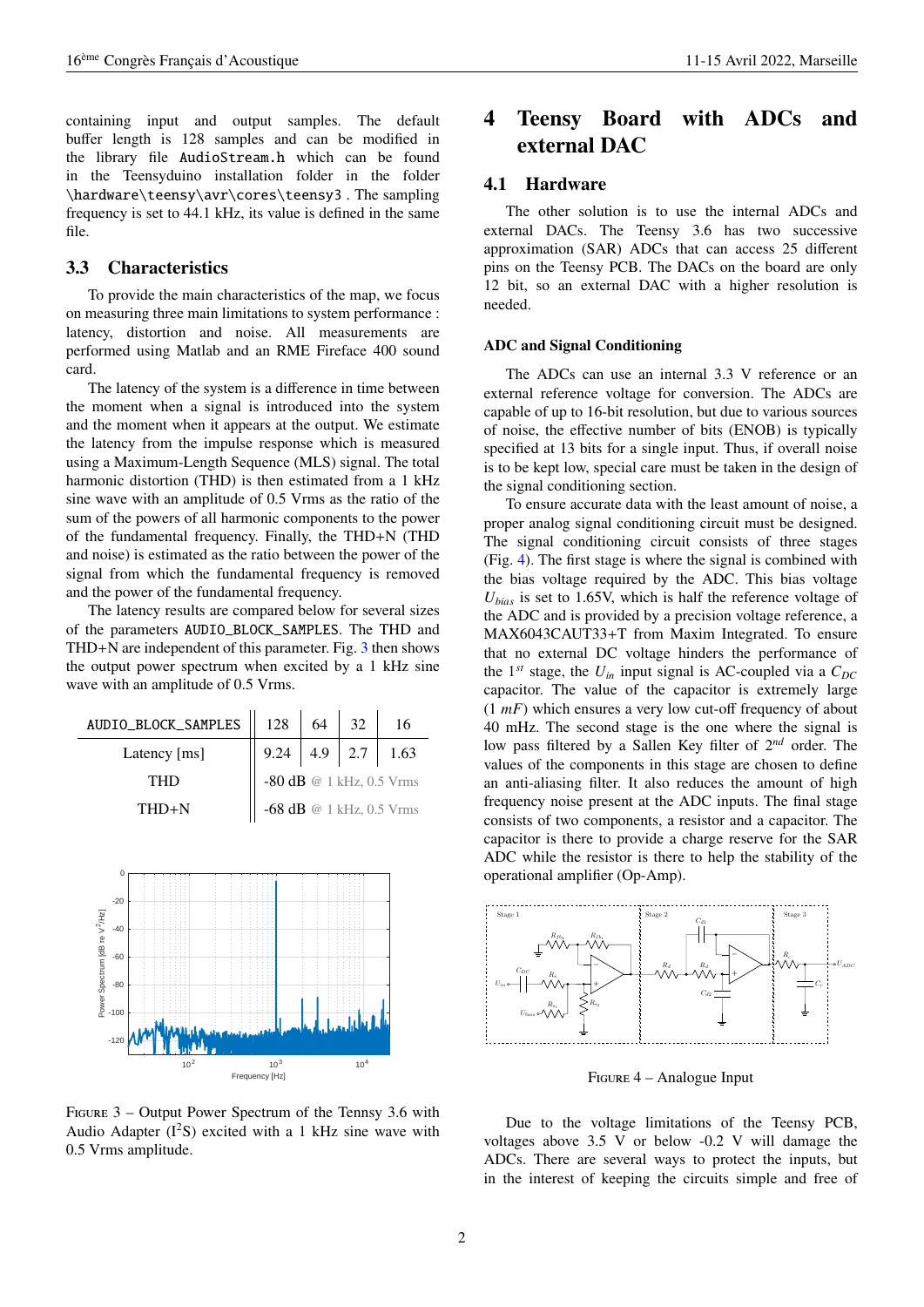containing input and output samples. The default buffer length is 128 samples and can be modified in the library file `AudioStream.h` which can be found in the Teensyduino installation folder in the folder `\hardware\teensy\avr\cores\teensy3` . The sampling frequency is set to 44.1 kHz, its value is defined in the same file.

## 3.3 Characteristics

To provide the main characteristics of the map, we focus on measuring three main limitations to system performance : latency, distortion and noise. All measurements are performed using Matlab and an RME Fireface 400 sound card.

The latency of the system is a difference in time between the moment when a signal is introduced into the system and the moment when it appears at the output. We estimate the latency from the impulse response which is measured using a Maximum-Length Sequence (MLS) signal. The total harmonic distortion (THD) is then estimated from a 1 kHz sine wave with an amplitude of 0.5 Vrms as the ratio of the sum of the powers of all harmonic components to the power of the fundamental frequency. Finally, the THD+N (THD and noise) is estimated as the ratio between the power of the signal from which the fundamental frequency is removed and the power of the fundamental frequency.

The latency results are compared below for several sizes of the parameters `AUDIO_BLOCK_SAMPLES`. The THD and THD+N are independent of this parameter. Fig. 3 then shows the output power spectrum when excited by a 1 kHz sine wave with an amplitude of 0.5 Vrms.

| AUDIO_BLOCK_SAMPLES | 128 | 64 | 32 | 16 |
|---|---|---|---|---|
| Latency [ms] | 9.24 | 4.9 | 2.7 | 1.63 |
| THD | -80 dB @ 1 kHz, 0.5 Vrms | | | |
| THD+N | -68 dB @ 1 kHz, 0.5 Vrms | | | |

FIGURE 3 – Output Power Spectrum of the Tennsy 3.6 with Audio Adapter ($I^2S$) excited with a 1 kHz sine wave with 0.5 Vrms amplitude.

# 4 Teensy Board with ADCs and external DAC

## 4.1 Hardware

The other solution is to use the internal ADCs and external DACs. The Teensy 3.6 has two successive approximation (SAR) ADCs that can access 25 different pins on the Teensy PCB. The DACs on the board are only 12 bit, so an external DAC with a higher resolution is needed.

### ADC and Signal Conditioning

The ADCs can use an internal 3.3 V reference or an external reference voltage for conversion. The ADCs are capable of up to 16-bit resolution, but due to various sources of noise, the effective number of bits (ENOB) is typically specified at 13 bits for a single input. Thus, if overall noise is to be kept low, special care must be taken in the design of the signal conditioning section.

To ensure accurate data with the least amount of noise, a proper analog signal conditioning circuit must be designed. The signal conditioning circuit consists of three stages (Fig. 4). The first stage is where the signal is combined with the bias voltage required by the ADC. This bias voltage $U_{bias}$ is set to 1.65V, which is half the reference voltage of the ADC and is provided by a precision voltage reference, a MAX6043CAUT33+T from Maxim Integrated. To ensure that no external DC voltage hinders the performance of the $1^{st}$ stage, the $U_{in}$ input signal is AC-coupled via a $C_{DC}$ capacitor. The value of the capacitor is extremely large ($1\ mF$) which ensures a very low cut-off frequency of about 40 mHz. The second stage is the one where the signal is low pass filtered by a Sallen Key filter of $2^{nd}$ order. The values of the components in this stage are chosen to define an anti-aliasing filter. It also reduces the amount of high frequency noise present at the ADC inputs. The final stage consists of two components, a resistor and a capacitor. The capacitor is there to provide a charge reserve for the SAR ADC while the resistor is there to help the stability of the operational amplifier (Op-Amp).

FIGURE 4 – Analogue Input

Due to the voltage limitations of the Teensy PCB, voltages above 3.5 V or below -0.2 V will damage the ADCs. There are several ways to protect the inputs, but in the interest of keeping the circuits simple and free of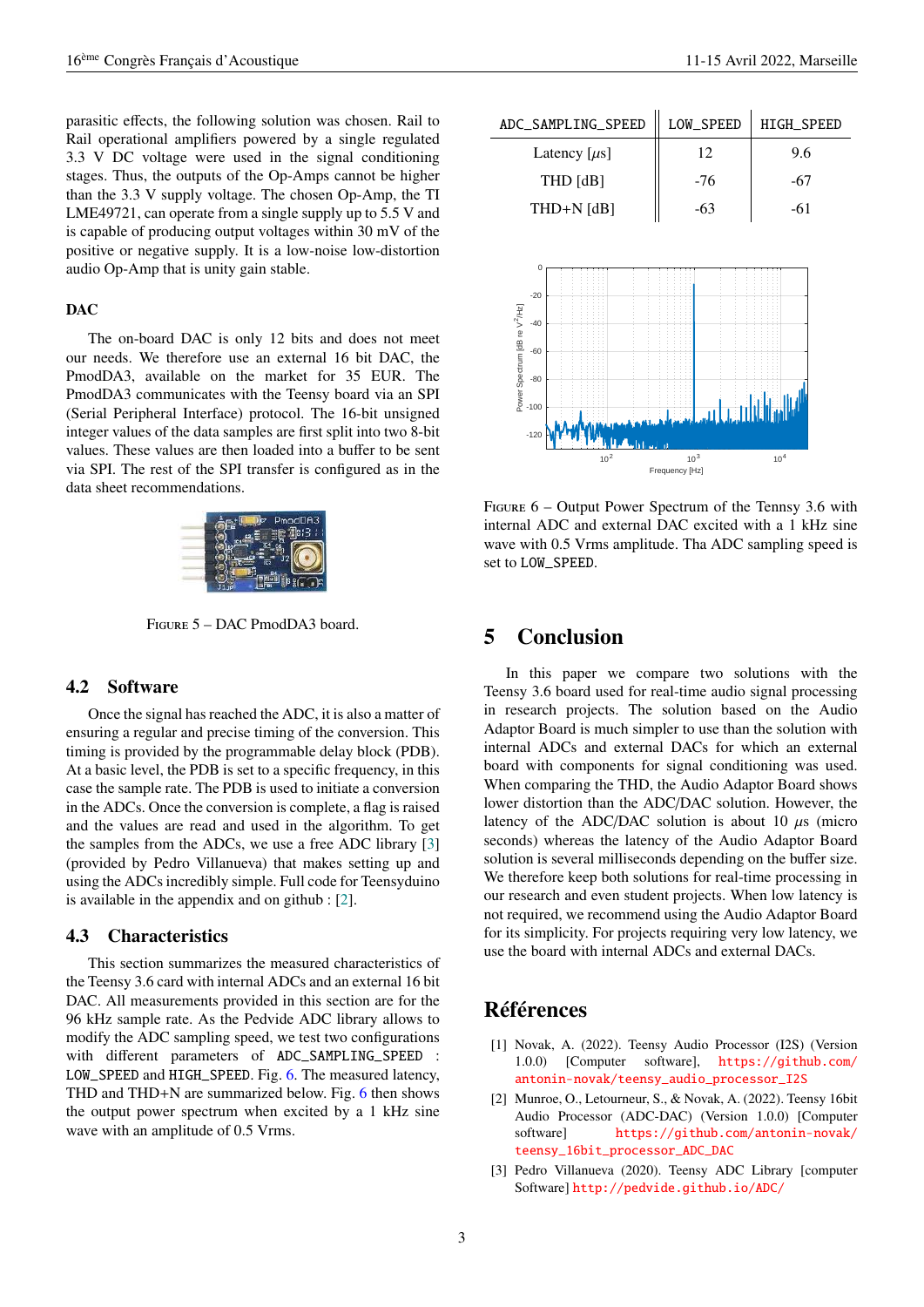parasitic effects, the following solution was chosen. Rail to Rail operational amplifiers powered by a single regulated 3.3 V DC voltage were used in the signal conditioning stages. Thus, the outputs of the Op-Amps cannot be higher than the 3.3 V supply voltage. The chosen Op-Amp, the TI LME49721, can operate from a single supply up to 5.5 V and is capable of producing output voltages within 30 mV of the positive or negative supply. It is a low-noise low-distortion audio Op-Amp that is unity gain stable.

**DAC**

The on-board DAC is only 12 bits and does not meet our needs. We therefore use an external 16 bit DAC, the PmodDA3, available on the market for 35 EUR. The PmodDA3 communicates with the Teensy board via an SPI (Serial Peripheral Interface) protocol. The 16-bit unsigned integer values of the data samples are first split into two 8-bit values. These values are then loaded into a buffer to be sent via SPI. The rest of the SPI transfer is configured as in the data sheet recommendations.

Figure 5 – DAC PmodDA3 board.

## 4.2 Software

Once the signal has reached the ADC, it is also a matter of ensuring a regular and precise timing of the conversion. This timing is provided by the programmable delay block (PDB). At a basic level, the PDB is set to a specific frequency, in this case the sample rate. The PDB is used to initiate a conversion in the ADCs. Once the conversion is complete, a flag is raised and the values are read and used in the algorithm. To get the samples from the ADCs, we use a free ADC library [3] (provided by Pedro Villanueva) that makes setting up and using the ADCs incredibly simple. Full code for Teensyduino is available in the appendix and on github : [2].

## 4.3 Characteristics

This section summarizes the measured characteristics of the Teensy 3.6 card with internal ADCs and an external 16 bit DAC. All measurements provided in this section are for the 96 kHz sample rate. As the Pedvide ADC library allows to modify the ADC sampling speed, we test two configurations with different parameters of `ADC_SAMPLING_SPEED` : `LOW_SPEED` and `HIGH_SPEED`. Fig. 6. The measured latency, THD and THD+N are summarized below. Fig. 6 then shows the output power spectrum when excited by a 1 kHz sine wave with an amplitude of 0.5 Vrms.

| `ADC_SAMPLING_SPEED` | `LOW_SPEED` | `HIGH_SPEED` |
| --- | --- | --- |
| Latency [$\mu$s] | 12 | 9.6 |
| THD [dB] | -76 | -67 |
| THD+N [dB] | -63 | -61 |

Figure 6 – Output Power Spectrum of the Tennsy 3.6 with internal ADC and external DAC excited with a 1 kHz sine wave with 0.5 Vrms amplitude. Tha ADC sampling speed is set to `LOW_SPEED`.

# 5 Conclusion

In this paper we compare two solutions with the Teensy 3.6 board used for real-time audio signal processing in research projects. The solution based on the Audio Adaptor Board is much simpler to use than the solution with internal ADCs and external DACs for which an external board with components for signal conditioning was used. When comparing the THD, the Audio Adaptor Board shows lower distortion than the ADC/DAC solution. However, the latency of the ADC/DAC solution is about 10 $\mu$s (micro seconds) whereas the latency of the Audio Adaptor Board solution is several milliseconds depending on the buffer size. We therefore keep both solutions for real-time processing in our research and even student projects. When low latency is not required, we recommend using the Audio Adaptor Board for its simplicity. For projects requiring very low latency, we use the board with internal ADCs and external DACs.

# Références

[1] Novak, A. (2022). Teensy Audio Processor (I2S) (Version 1.0.0) [Computer software], https://github.com/antonin-novak/teensy_audio_processor_I2S

[2] Munroe, O., Letourneur, S., & Novak, A. (2022). Teensy 16bit Audio Processor (ADC-DAC) (Version 1.0.0) [Computer software] https://github.com/antonin-novak/teensy_16bit_processor_ADC_DAC

[3] Pedro Villanueva (2020). Teensy ADC Library [computer Software] http://pedvide.github.io/ADC/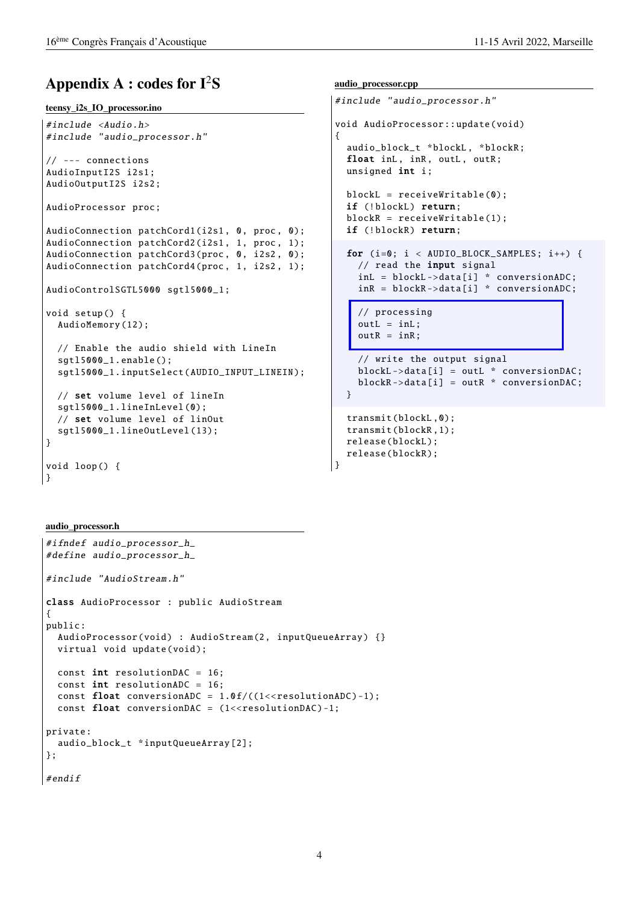# Appendix A : codes for I²S

**teensy_i2s_IO_processor.ino**

```
#include <Audio.h>
#include "audio_processor.h"

// --- connections
AudioInputI2S i2s1;
AudioOutputI2S i2s2;

AudioProcessor proc;

AudioConnection patchCord1(i2s1, 0, proc, 0);
AudioConnection patchCord2(i2s1, 1, proc, 1);
AudioConnection patchCord3(proc, 0, i2s2, 0);
AudioConnection patchCord4(proc, 1, i2s2, 1);

AudioControlSGTL5000 sgtl5000_1;

void setup() {
  AudioMemory(12);

  // Enable the audio shield with LineIn
  sgtl5000_1.enable();
  sgtl5000_1.inputSelect(AUDIO_INPUT_LINEIN);

  // set volume level of lineIn
  sgtl5000_1.lineInLevel(0);
  // set volume level of linOut
  sgtl5000_1.lineOutLevel(13);
}

void loop() {
}
```

**audio_processor.h**

```
#ifndef audio_processor_h_
#define audio_processor_h_

#include "AudioStream.h"

class AudioProcessor : public AudioStream
{
public:
  AudioProcessor(void) : AudioStream(2, inputQueueArray) {}
  virtual void update(void);

  const int resolutionDAC = 16;
  const int resolutionADC = 16;
  const float conversionADC = 1.0f/((1<<resolutionADC)-1);
  const float conversionDAC = (1<<resolutionDAC)-1;

private:
  audio_block_t *inputQueueArray[2];
};

#endif
```

**audio_processor.cpp**

```
#include "audio_processor.h"

void AudioProcessor::update(void)
{
  audio_block_t *blockL, *blockR;
  float inL, inR, outL, outR;
  unsigned int i;

  blockL = receiveWritable(0);
  if (!blockL) return;
  blockR = receiveWritable(1);
  if (!blockR) return;

  for (i=0; i < AUDIO_BLOCK_SAMPLES; i++) {
    // read the input signal
    inL = blockL->data[i] * conversionADC;
    inR = blockR->data[i] * conversionADC;

    // processing
    outL = inL;
    outR = inR;

    // write the output signal
    blockL->data[i] = outL * conversionDAC;
    blockR->data[i] = outR * conversionDAC;
  }

  transmit(blockL,0);
  transmit(blockR,1);
  release(blockL);
  release(blockR);
}
```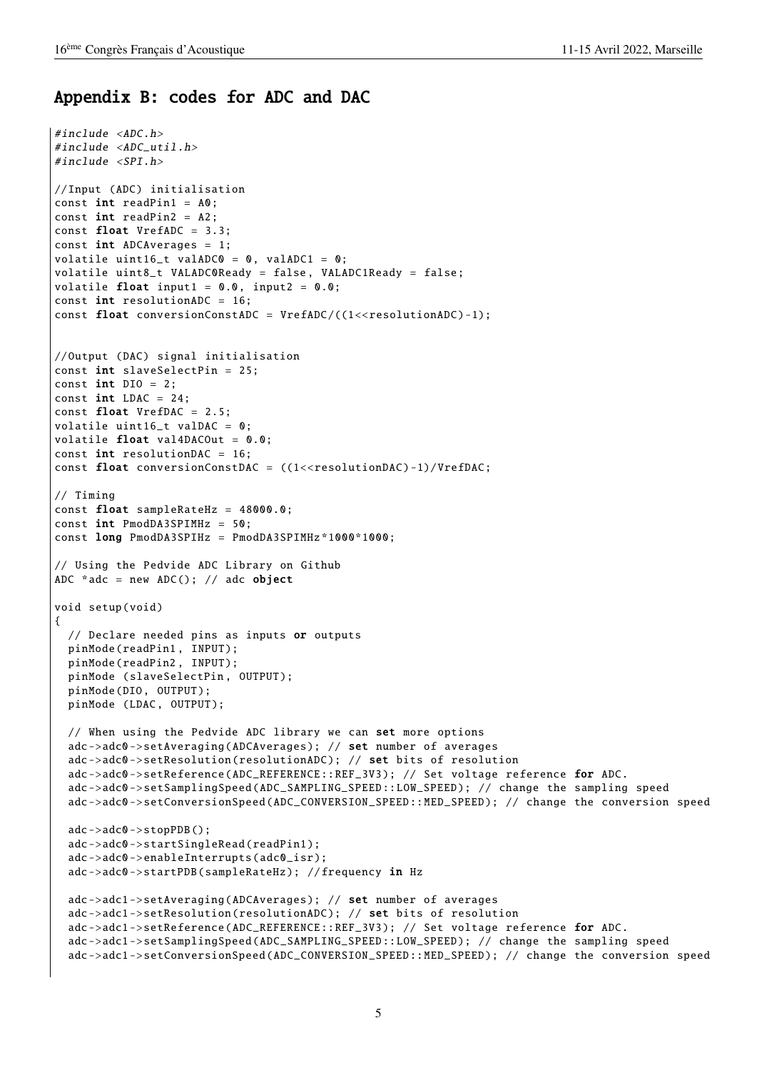## Appendix B: codes for ADC and DAC

```
#include <ADC.h>
#include <ADC_util.h>
#include <SPI.h>

//Input (ADC) initialisation
const int readPin1 = A0;
const int readPin2 = A2;
const float VrefADC = 3.3;
const int ADCAverages = 1;
volatile uint16_t valADC0 = 0, valADC1 = 0;
volatile uint8_t VALADC0Ready = false, VALADC1Ready = false;
volatile float input1 = 0.0, input2 = 0.0;
const int resolutionADC = 16;
const float conversionConstADC = VrefADC/((1<<resolutionADC)-1);


//Output (DAC) signal initialisation
const int slaveSelectPin = 25;
const int DIO = 2;
const int LDAC = 24;
const float VrefDAC = 2.5;
volatile uint16_t valDAC = 0;
volatile float val4DACOut = 0.0;
const int resolutionDAC = 16;
const float conversionConstDAC = ((1<<resolutionDAC)-1)/VrefDAC;

// Timing
const float sampleRateHz = 48000.0;
const int PmodDA3SPIMHz = 50;
const long PmodDA3SPIHz = PmodDA3SPIMHz*1000*1000;

// Using the Pedvide ADC Library on Github
ADC *adc = new ADC(); // adc object

void setup(void)
{
  // Declare needed pins as inputs or outputs
  pinMode(readPin1, INPUT);
  pinMode(readPin2, INPUT);
  pinMode (slaveSelectPin, OUTPUT);
  pinMode(DIO, OUTPUT);
  pinMode (LDAC, OUTPUT);

  // When using the Pedvide ADC library we can set more options
  adc->adc0->setAveraging(ADCAverages); // set number of averages
  adc->adc0->setResolution(resolutionADC); // set bits of resolution
  adc->adc0->setReference(ADC_REFERENCE::REF_3V3); // Set voltage reference for ADC.
  adc->adc0->setSamplingSpeed(ADC_SAMPLING_SPEED::LOW_SPEED); // change the sampling speed
  adc->adc0->setConversionSpeed(ADC_CONVERSION_SPEED::MED_SPEED); // change the conversion speed

  adc->adc0->stopPDB();
  adc->adc0->startSingleRead(readPin1);
  adc->adc0->enableInterrupts(adc0_isr);
  adc->adc0->startPDB(sampleRateHz); //frequency in Hz

  adc->adc1->setAveraging(ADCAverages); // set number of averages
  adc->adc1->setResolution(resolutionADC); // set bits of resolution
  adc->adc1->setReference(ADC_REFERENCE::REF_3V3); // Set voltage reference for ADC.
  adc->adc1->setSamplingSpeed(ADC_SAMPLING_SPEED::LOW_SPEED); // change the sampling speed
  adc->adc1->setConversionSpeed(ADC_CONVERSION_SPEED::MED_SPEED); // change the conversion speed
```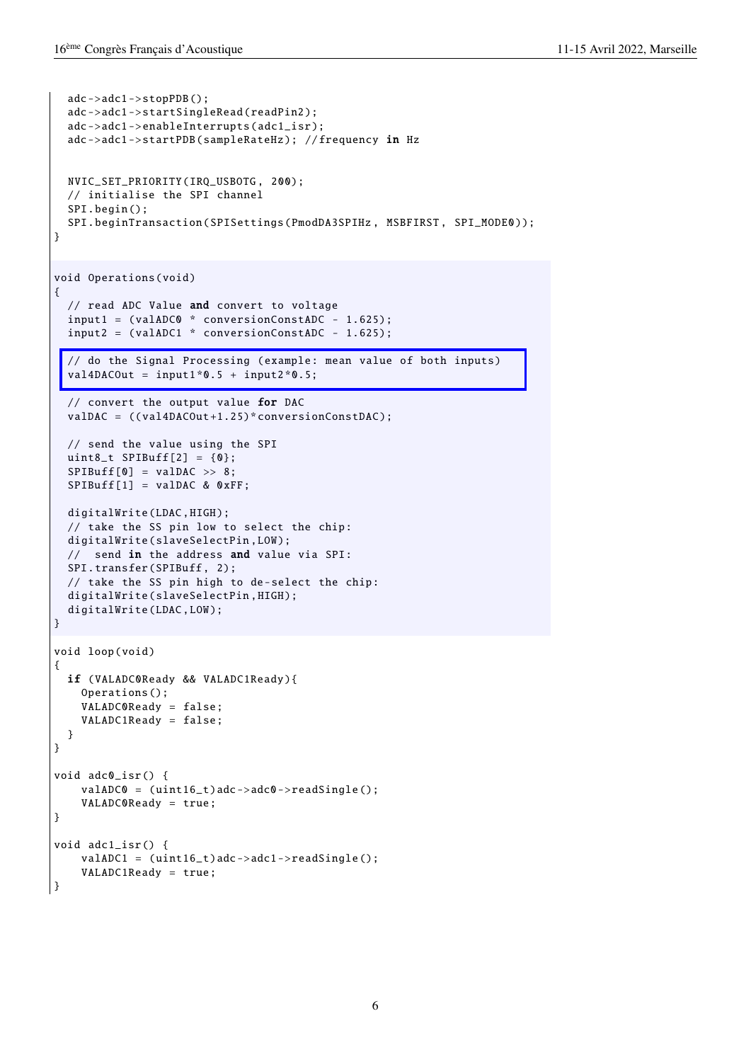```
  adc->adc1->stopPDB();
  adc->adc1->startSingleRead(readPin2);
  adc->adc1->enableInterrupts(adc1_isr);
  adc->adc1->startPDB(sampleRateHz); //frequency in Hz


  NVIC_SET_PRIORITY(IRQ_USBOTG, 200);
  // initialise the SPI channel
  SPI.begin();
  SPI.beginTransaction(SPISettings(PmodDA3SPIHz, MSBFIRST, SPI_MODE0));
}


void Operations(void)
{
  // read ADC Value and convert to voltage
  input1 = (valADC0 * conversionConstADC - 1.625);
  input2 = (valADC1 * conversionConstADC - 1.625);

  // do the Signal Processing (example: mean value of both inputs)
  val4DACOut = input1*0.5 + input2*0.5;

  // convert the output value for DAC
  valDAC = ((val4DACOut+1.25)*conversionConstDAC);

  // send the value using the SPI
  uint8_t SPIBuff[2] = {0};
  SPIBuff[0] = valDAC >> 8;
  SPIBuff[1] = valDAC & 0xFF;

  digitalWrite(LDAC,HIGH);
  // take the SS pin low to select the chip:
  digitalWrite(slaveSelectPin,LOW);
  //  send in the address and value via SPI:
  SPI.transfer(SPIBuff, 2);
  // take the SS pin high to de-select the chip:
  digitalWrite(slaveSelectPin,HIGH);
  digitalWrite(LDAC,LOW);
}

void loop(void)
{
  if (VALADC0Ready && VALADC1Ready){
    Operations();
    VALADC0Ready = false;
    VALADC1Ready = false;
  }
}

void adc0_isr() {
    valADC0 = (uint16_t)adc->adc0->readSingle();
    VALADC0Ready = true;
}

void adc1_isr() {
    valADC1 = (uint16_t)adc->adc1->readSingle();
    VALADC1Ready = true;
}
```